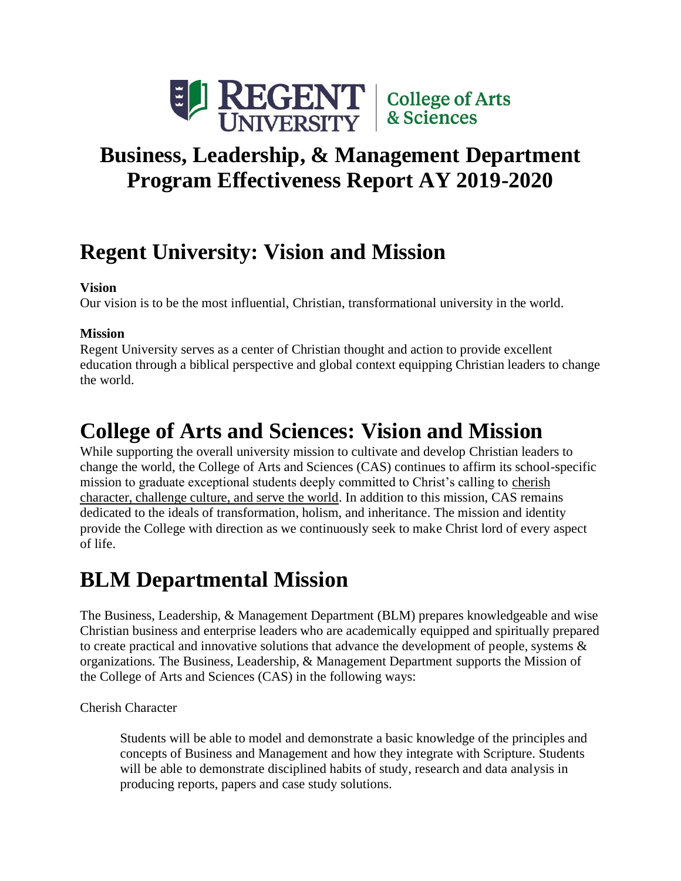REGENT UNIVERSITY | College of Arts & Sciences

# Business, Leadership, & Management Department Program Effectiveness Report AY 2019-2020

## Regent University: Vision and Mission

**Vision**

Our vision is to be the most influential, Christian, transformational university in the world.

**Mission**

Regent University serves as a center of Christian thought and action to provide excellent education through a biblical perspective and global context equipping Christian leaders to change the world.

## College of Arts and Sciences: Vision and Mission

While supporting the overall university mission to cultivate and develop Christian leaders to change the world, the College of Arts and Sciences (CAS) continues to affirm its school-specific mission to graduate exceptional students deeply committed to Christ's calling to cherish character, challenge culture, and serve the world. In addition to this mission, CAS remains dedicated to the ideals of transformation, holism, and inheritance. The mission and identity provide the College with direction as we continuously seek to make Christ lord of every aspect of life.

## BLM Departmental Mission

The Business, Leadership, & Management Department (BLM) prepares knowledgeable and wise Christian business and enterprise leaders who are academically equipped and spiritually prepared to create practical and innovative solutions that advance the development of people, systems & organizations. The Business, Leadership, & Management Department supports the Mission of the College of Arts and Sciences (CAS) in the following ways:

Cherish Character

> Students will be able to model and demonstrate a basic knowledge of the principles and concepts of Business and Management and how they integrate with Scripture. Students will be able to demonstrate disciplined habits of study, research and data analysis in producing reports, papers and case study solutions.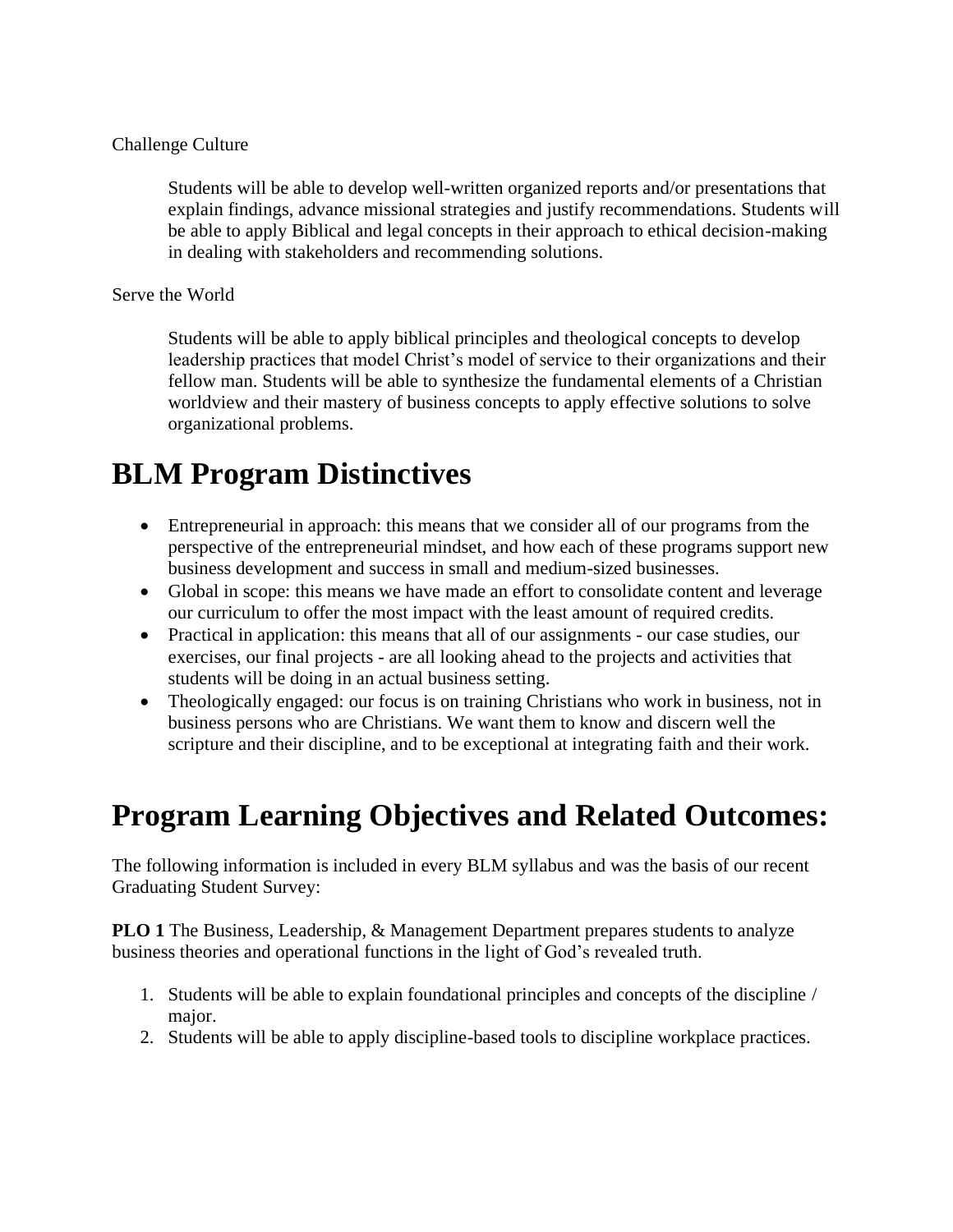Challenge Culture

> Students will be able to develop well-written organized reports and/or presentations that explain findings, advance missional strategies and justify recommendations. Students will be able to apply Biblical and legal concepts in their approach to ethical decision-making in dealing with stakeholders and recommending solutions.

Serve the World

> Students will be able to apply biblical principles and theological concepts to develop leadership practices that model Christ's model of service to their organizations and their fellow man. Students will be able to synthesize the fundamental elements of a Christian worldview and their mastery of business concepts to apply effective solutions to solve organizational problems.

# BLM Program Distinctives

- Entrepreneurial in approach: this means that we consider all of our programs from the perspective of the entrepreneurial mindset, and how each of these programs support new business development and success in small and medium-sized businesses.
- Global in scope: this means we have made an effort to consolidate content and leverage our curriculum to offer the most impact with the least amount of required credits.
- Practical in application: this means that all of our assignments - our case studies, our exercises, our final projects - are all looking ahead to the projects and activities that students will be doing in an actual business setting.
- Theologically engaged: our focus is on training Christians who work in business, not in business persons who are Christians. We want them to know and discern well the scripture and their discipline, and to be exceptional at integrating faith and their work.

# Program Learning Objectives and Related Outcomes:

The following information is included in every BLM syllabus and was the basis of our recent Graduating Student Survey:

**PLO 1** The Business, Leadership, & Management Department prepares students to analyze business theories and operational functions in the light of God's revealed truth.

1. Students will be able to explain foundational principles and concepts of the discipline / major.
2. Students will be able to apply discipline-based tools to discipline workplace practices.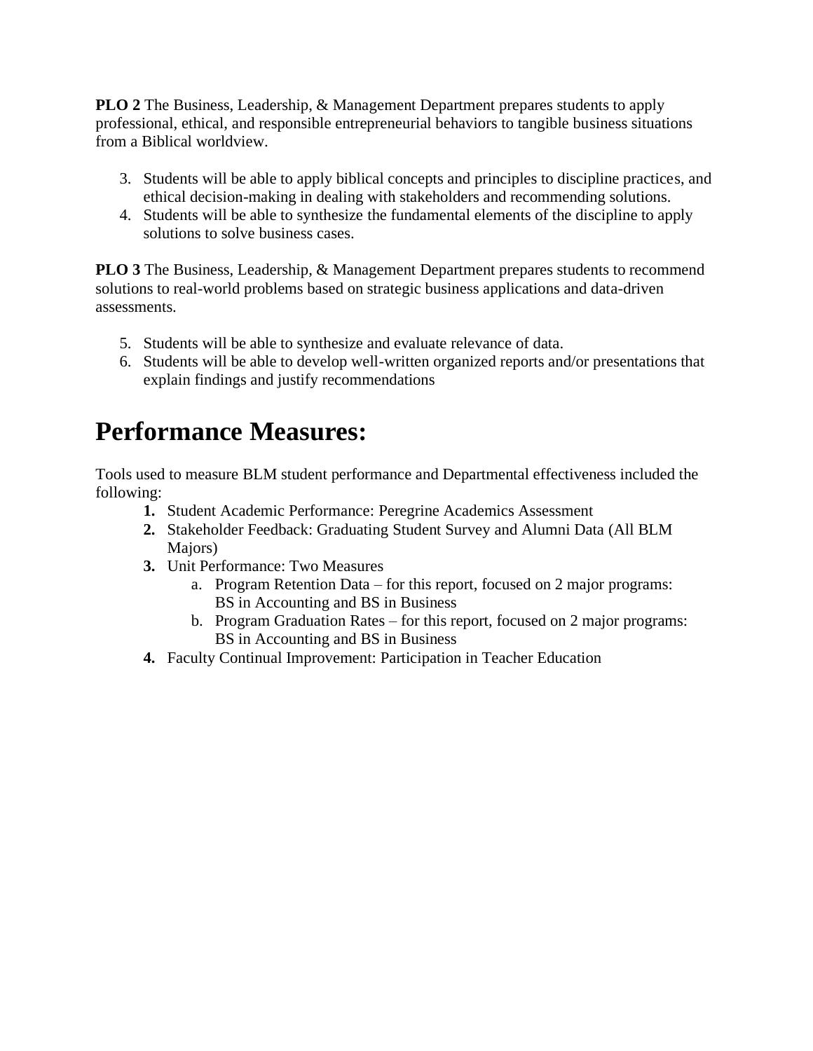**PLO 2** The Business, Leadership, & Management Department prepares students to apply professional, ethical, and responsible entrepreneurial behaviors to tangible business situations from a Biblical worldview.

3. Students will be able to apply biblical concepts and principles to discipline practices, and ethical decision-making in dealing with stakeholders and recommending solutions.
4. Students will be able to synthesize the fundamental elements of the discipline to apply solutions to solve business cases.

**PLO 3** The Business, Leadership, & Management Department prepares students to recommend solutions to real-world problems based on strategic business applications and data-driven assessments.

5. Students will be able to synthesize and evaluate relevance of data.
6. Students will be able to develop well-written organized reports and/or presentations that explain findings and justify recommendations

# Performance Measures:

Tools used to measure BLM student performance and Departmental effectiveness included the following:

1. Student Academic Performance: Peregrine Academics Assessment
2. Stakeholder Feedback: Graduating Student Survey and Alumni Data (All BLM Majors)
3. Unit Performance: Two Measures
   a. Program Retention Data – for this report, focused on 2 major programs: BS in Accounting and BS in Business
   b. Program Graduation Rates – for this report, focused on 2 major programs: BS in Accounting and BS in Business
4. Faculty Continual Improvement: Participation in Teacher Education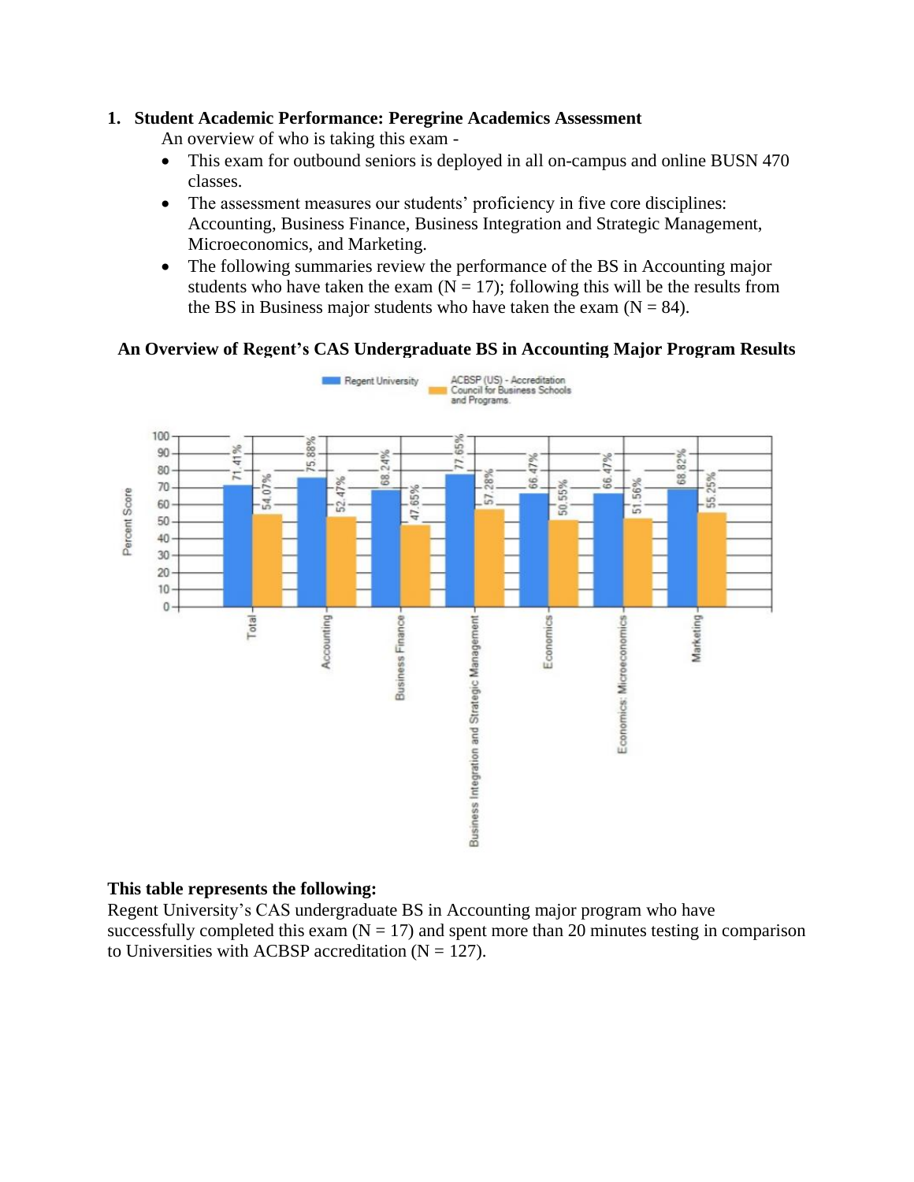1. **Student Academic Performance: Peregrine Academics Assessment**

   An overview of who is taking this exam -

   - This exam for outbound seniors is deployed in all on-campus and online BUSN 470 classes.
   - The assessment measures our students' proficiency in five core disciplines: Accounting, Business Finance, Business Integration and Strategic Management, Microeconomics, and Marketing.
   - The following summaries review the performance of the BS in Accounting major students who have taken the exam (N = 17); following this will be the results from the BS in Business major students who have taken the exam (N = 84).

**An Overview of Regent's CAS Undergraduate BS in Accounting Major Program Results**

| Percent Score | Regent University | ACBSP (US) - Accreditation Council for Business Schools and Programs |
|---|---|---|
| Total | 71.41% | 54.07% |
| Accounting | 75.88% | 52.47% |
| Business Finance | 68.24% | 47.65% |
| Business Integration and Strategic Management | 77.65% | 57.28% |
| Economics | 66.47% | 50.55% |
| Economics: Microeconomics | 66.47% | 51.56% |
| Marketing | 68.82% | 55.25% |

**This table represents the following:**

Regent University's CAS undergraduate BS in Accounting major program who have successfully completed this exam (N = 17) and spent more than 20 minutes testing in comparison to Universities with ACBSP accreditation (N = 127).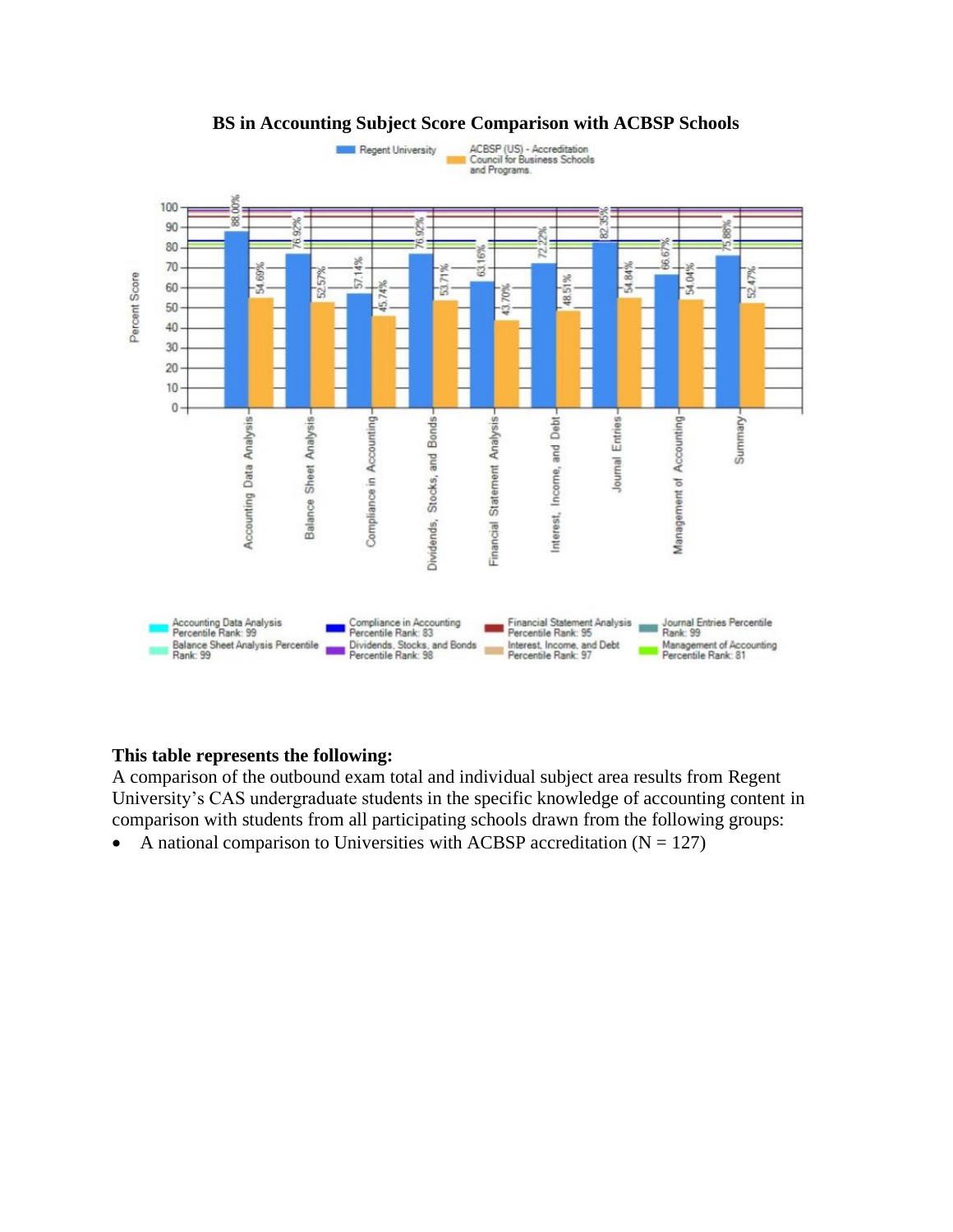**BS in Accounting Subject Score Comparison with ACBSP Schools**

| Subject | Regent University | ACBSP (US) - Accreditation Council for Business Schools and Programs |
| --- | --- | --- |
| Accounting Data Analysis | 88.00% | 54.69% |
| Balance Sheet Analysis | 76.92% | 52.57% |
| Compliance in Accounting | 57.14% | 45.74% |
| Dividends, Stocks, and Bonds | 76.92% | 53.71% |
| Financial Statement Analysis | 63.16% | 43.70% |
| Interest, Income, and Debt | 72.22% | 48.51% |
| Journal Entries | 82.35% | 54.84% |
| Management of Accounting | 66.67% | 54.04% |
| Summary | 75.88% | 52.47% |

- Accounting Data Analysis Percentile Rank: 99
- Balance Sheet Analysis Percentile Rank: 99
- Compliance in Accounting Percentile Rank: 83
- Dividends, Stocks, and Bonds Percentile Rank: 98
- Financial Statement Analysis Percentile Rank: 95
- Interest, Income, and Debt Percentile Rank: 97
- Journal Entries Percentile Rank: 99
- Management of Accounting Percentile Rank: 81

**This table represents the following:**

A comparison of the outbound exam total and individual subject area results from Regent University's CAS undergraduate students in the specific knowledge of accounting content in comparison with students from all participating schools drawn from the following groups:

- A national comparison to Universities with ACBSP accreditation (N = 127)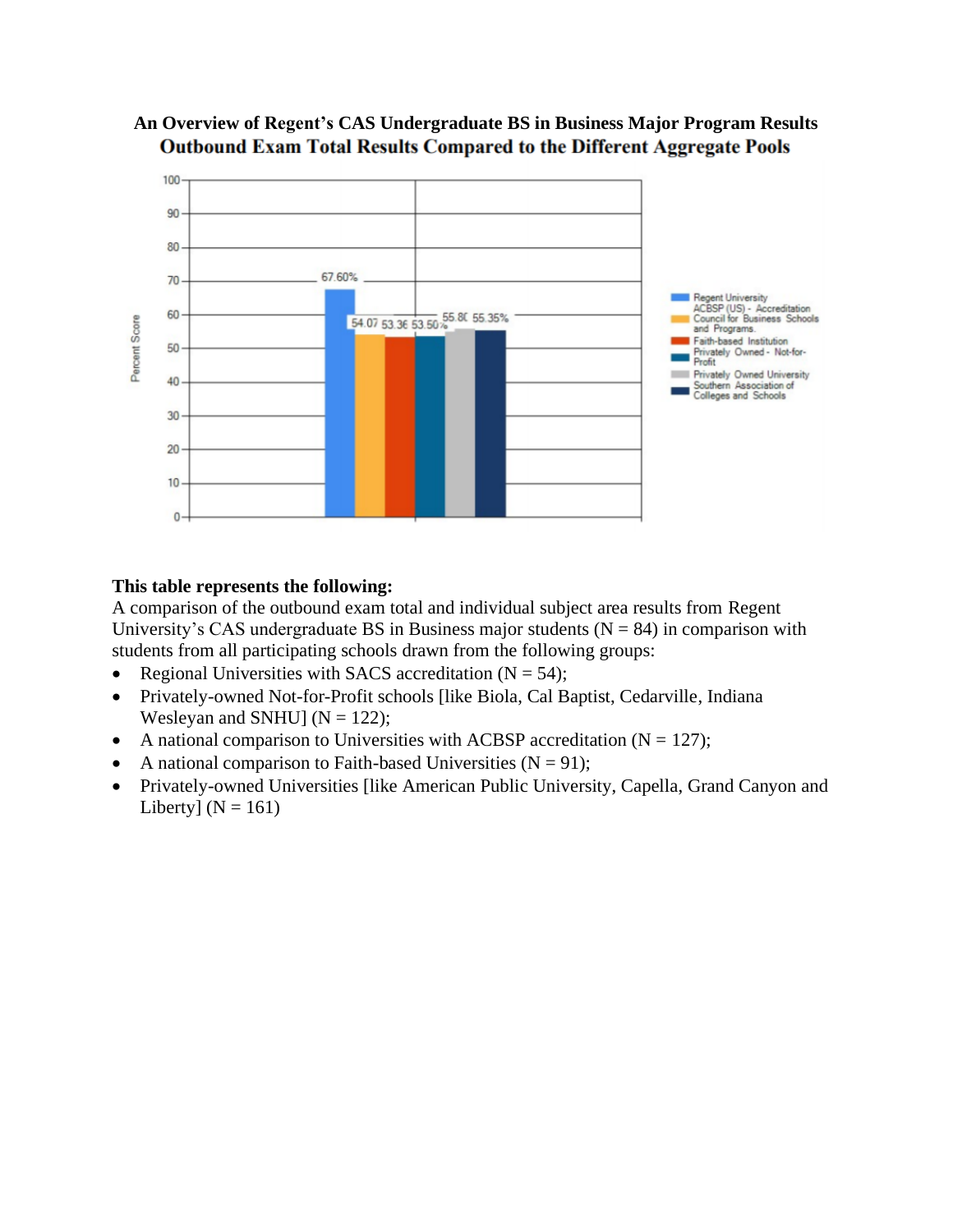**An Overview of Regent's CAS Undergraduate BS in Business Major Program Results**

**Outbound Exam Total Results Compared to the Different Aggregate Pools**

| Group | Percent Score |
|---|---|
| Regent University | 67.60% |
| ACBSP (US) - Accreditation Council for Business Schools and Programs | 54.07 |
| Faith-based Institution | 53.36 |
| Privately Owned - Not-for-Profit | 53.50% |
| Privately Owned University | 55.80 |
| Southern Association of Colleges and Schools | 55.35% |

**This table represents the following:**

A comparison of the outbound exam total and individual subject area results from Regent University's CAS undergraduate BS in Business major students (N = 84) in comparison with students from all participating schools drawn from the following groups:

- Regional Universities with SACS accreditation (N = 54);
- Privately-owned Not-for-Profit schools [like Biola, Cal Baptist, Cedarville, Indiana Wesleyan and SNHU] (N = 122);
- A national comparison to Universities with ACBSP accreditation (N = 127);
- A national comparison to Faith-based Universities (N = 91);
- Privately-owned Universities [like American Public University, Capella, Grand Canyon and Liberty] (N = 161)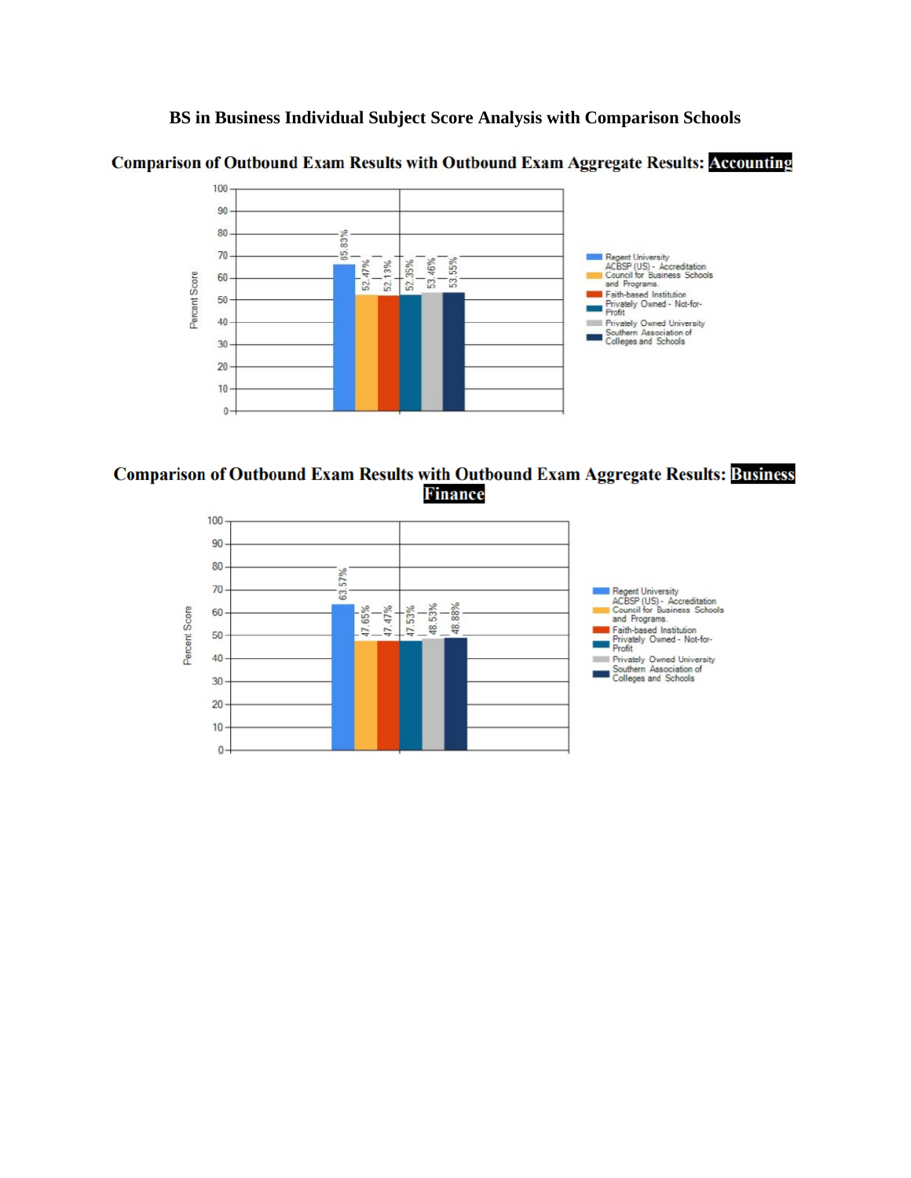# BS in Business Individual Subject Score Analysis with Comparison Schools

## Comparison of Outbound Exam Results with Outbound Exam Aggregate Results: Accounting

| Group | Percent Score |
|---|---|
| Regent University | 65.83% |
| ACBSP (US) - Accreditation Council for Business Schools and Programs | 52.47% |
| Faith-based Institution | 52.13% |
| Privately Owned - Not-for-Profit | 52.35% |
| Privately Owned University | 53.46% |
| Southern Association of Colleges and Schools | 53.55% |

## Comparison of Outbound Exam Results with Outbound Exam Aggregate Results: Business Finance

| Group | Percent Score |
|---|---|
| Regent University | 63.57% |
| ACBSP (US) - Accreditation Council for Business Schools and Programs | 47.65% |
| Faith-based Institution | 47.47% |
| Privately Owned - Not-for-Profit | 47.53% |
| Privately Owned University | 48.53% |
| Southern Association of Colleges and Schools | 48.88% |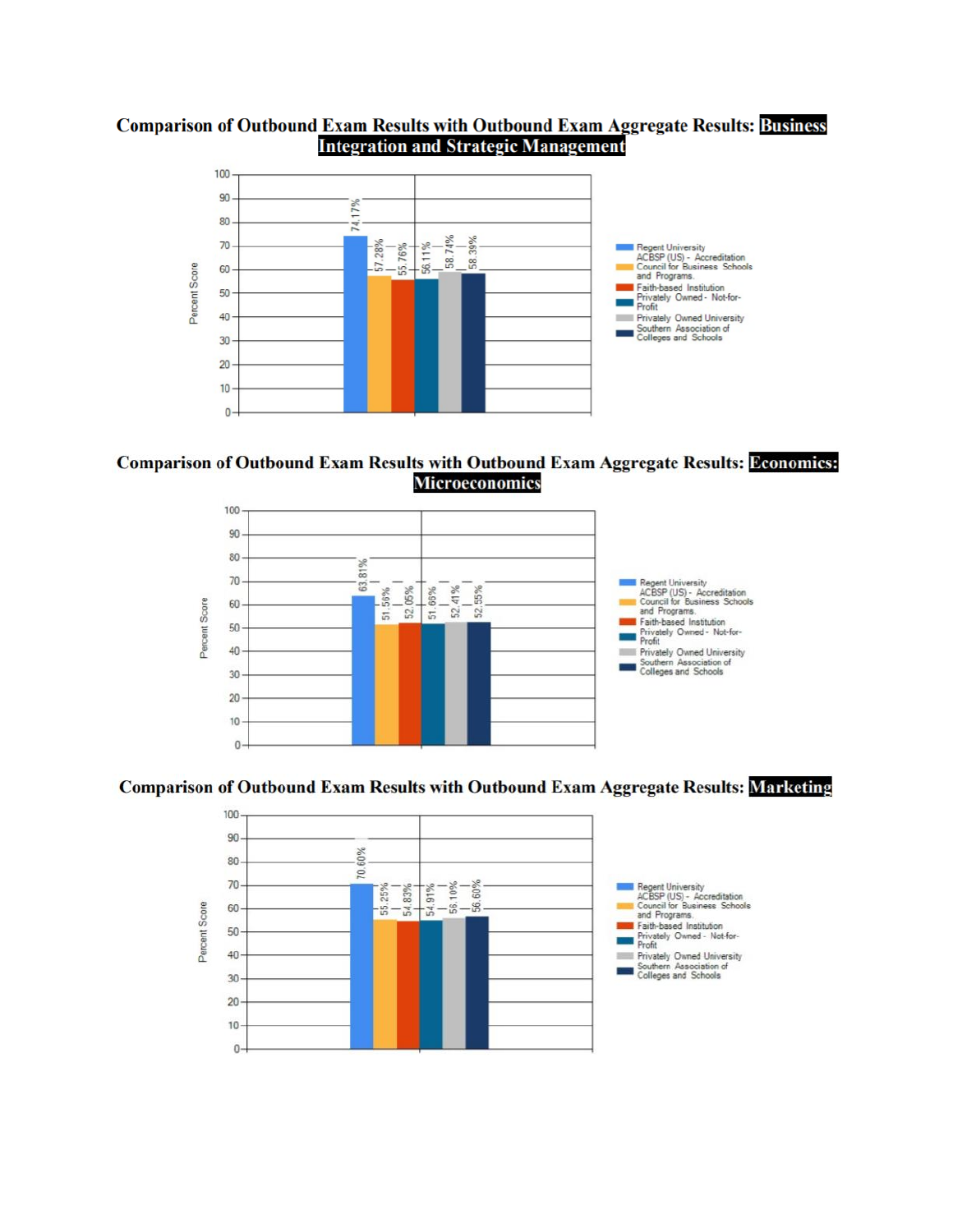## Comparison of Outbound Exam Results with Outbound Exam Aggregate Results: Business Integration and Strategic Management

| Group | Percent Score |
| --- | --- |
| Regent University | 74.17% |
| ACBSP (US) - Accreditation Council for Business Schools and Programs | 57.28% |
| Faith-based Institution | 55.76% |
| Privately Owned - Not-for-Profit | 56.11% |
| Privately Owned University | 58.74% |
| Southern Association of Colleges and Schools | 58.39% |

## Comparison of Outbound Exam Results with Outbound Exam Aggregate Results: Economics: Microeconomics

| Group | Percent Score |
| --- | --- |
| Regent University | 63.81% |
| ACBSP (US) - Accreditation Council for Business Schools and Programs | 51.56% |
| Faith-based Institution | 52.05% |
| Privately Owned - Not-for-Profit | 51.66% |
| Privately Owned University | 52.41% |
| Southern Association of Colleges and Schools | 52.55% |

## Comparison of Outbound Exam Results with Outbound Exam Aggregate Results: Marketing

| Group | Percent Score |
| --- | --- |
| Regent University | 70.60% |
| ACBSP (US) - Accreditation Council for Business Schools and Programs | 55.25% |
| Faith-based Institution | 54.83% |
| Privately Owned - Not-for-Profit | 54.91% |
| Privately Owned University | 56.10% |
| Southern Association of Colleges and Schools | 56.60% |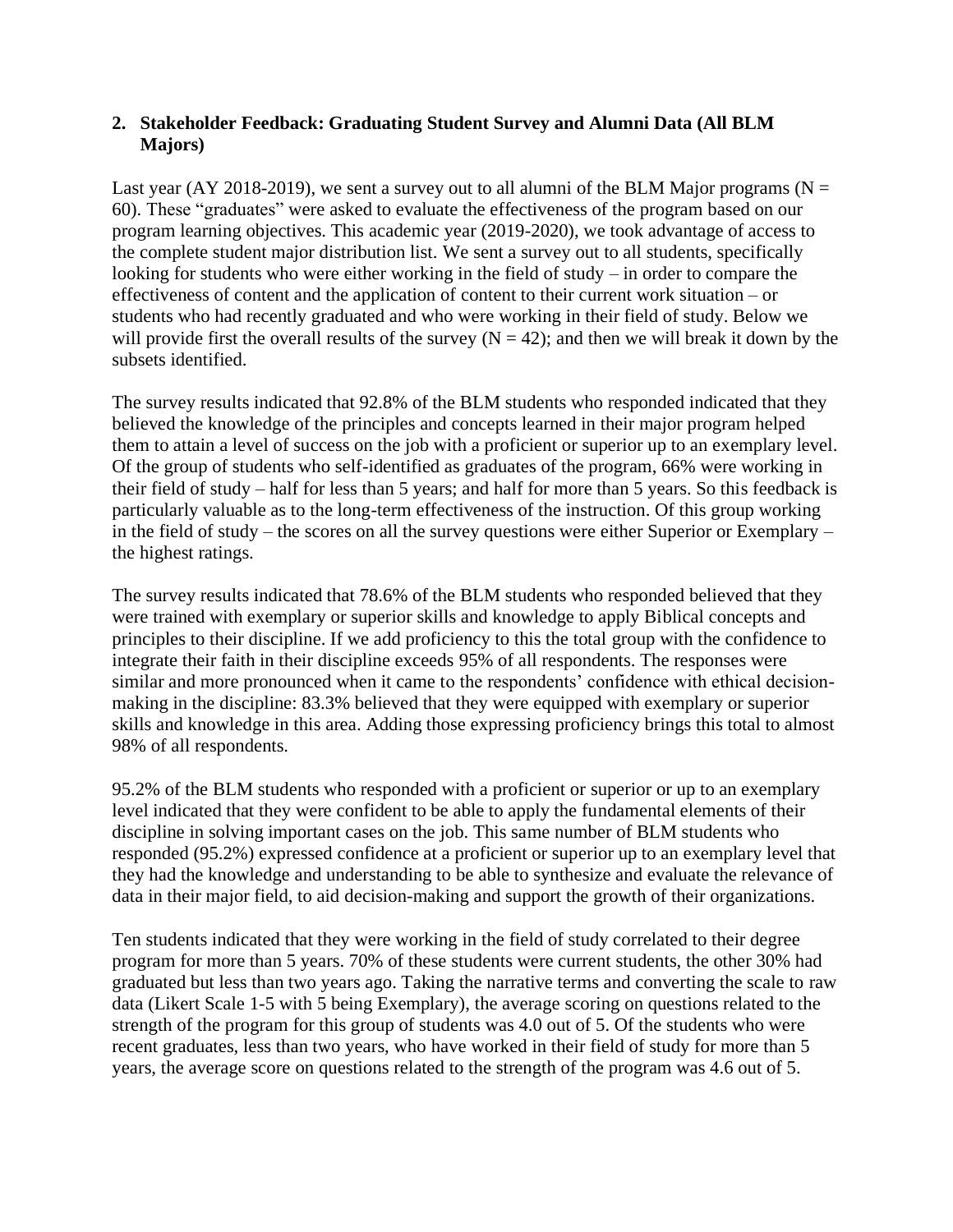## 2. Stakeholder Feedback: Graduating Student Survey and Alumni Data (All BLM Majors)

Last year (AY 2018-2019), we sent a survey out to all alumni of the BLM Major programs (N = 60). These "graduates" were asked to evaluate the effectiveness of the program based on our program learning objectives. This academic year (2019-2020), we took advantage of access to the complete student major distribution list. We sent a survey out to all students, specifically looking for students who were either working in the field of study – in order to compare the effectiveness of content and the application of content to their current work situation – or students who had recently graduated and who were working in their field of study. Below we will provide first the overall results of the survey (N = 42); and then we will break it down by the subsets identified.

The survey results indicated that 92.8% of the BLM students who responded indicated that they believed the knowledge of the principles and concepts learned in their major program helped them to attain a level of success on the job with a proficient or superior up to an exemplary level. Of the group of students who self-identified as graduates of the program, 66% were working in their field of study – half for less than 5 years; and half for more than 5 years. So this feedback is particularly valuable as to the long-term effectiveness of the instruction. Of this group working in the field of study – the scores on all the survey questions were either Superior or Exemplary – the highest ratings.

The survey results indicated that 78.6% of the BLM students who responded believed that they were trained with exemplary or superior skills and knowledge to apply Biblical concepts and principles to their discipline. If we add proficiency to this the total group with the confidence to integrate their faith in their discipline exceeds 95% of all respondents. The responses were similar and more pronounced when it came to the respondents' confidence with ethical decision-making in the discipline: 83.3% believed that they were equipped with exemplary or superior skills and knowledge in this area. Adding those expressing proficiency brings this total to almost 98% of all respondents.

95.2% of the BLM students who responded with a proficient or superior or up to an exemplary level indicated that they were confident to be able to apply the fundamental elements of their discipline in solving important cases on the job. This same number of BLM students who responded (95.2%) expressed confidence at a proficient or superior up to an exemplary level that they had the knowledge and understanding to be able to synthesize and evaluate the relevance of data in their major field, to aid decision-making and support the growth of their organizations.

Ten students indicated that they were working in the field of study correlated to their degree program for more than 5 years. 70% of these students were current students, the other 30% had graduated but less than two years ago. Taking the narrative terms and converting the scale to raw data (Likert Scale 1-5 with 5 being Exemplary), the average scoring on questions related to the strength of the program for this group of students was 4.0 out of 5. Of the students who were recent graduates, less than two years, who have worked in their field of study for more than 5 years, the average score on questions related to the strength of the program was 4.6 out of 5.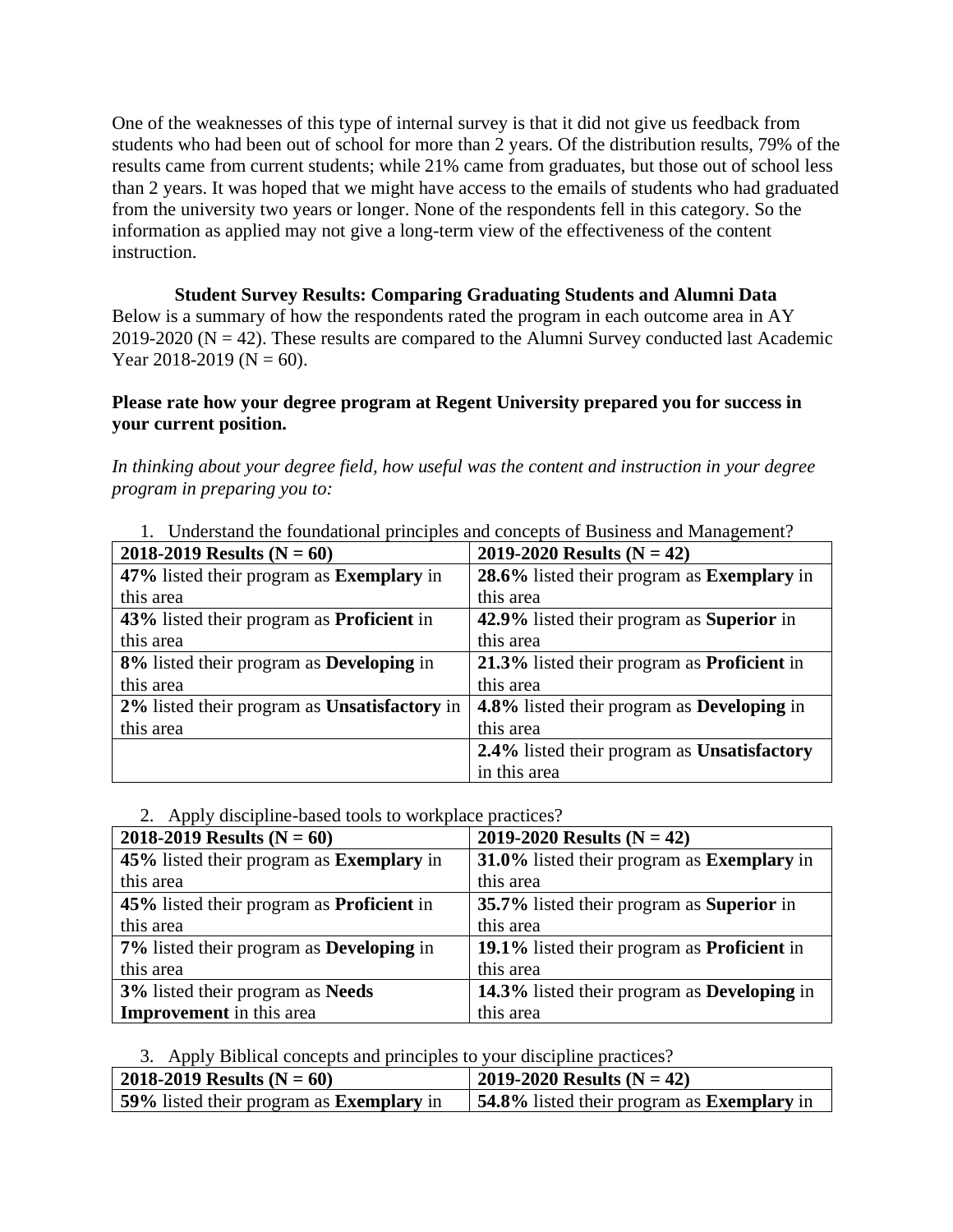One of the weaknesses of this type of internal survey is that it did not give us feedback from students who had been out of school for more than 2 years. Of the distribution results, 79% of the results came from current students; while 21% came from graduates, but those out of school less than 2 years. It was hoped that we might have access to the emails of students who had graduated from the university two years or longer. None of the respondents fell in this category. So the information as applied may not give a long-term view of the effectiveness of the content instruction.

## Student Survey Results: Comparing Graduating Students and Alumni Data

Below is a summary of how the respondents rated the program in each outcome area in AY 2019-2020 (N = 42). These results are compared to the Alumni Survey conducted last Academic Year 2018-2019 (N = 60).

**Please rate how your degree program at Regent University prepared you for success in your current position.**

*In thinking about your degree field, how useful was the content and instruction in your degree program in preparing you to:*

1. Understand the foundational principles and concepts of Business and Management?

| **2018-2019 Results (N = 60)** | **2019-2020 Results (N = 42)** |
|---|---|
| **47%** listed their program as **Exemplary** in this area | **28.6%** listed their program as **Exemplary** in this area |
| **43%** listed their program as **Proficient** in this area | **42.9%** listed their program as **Superior** in this area |
| **8%** listed their program as **Developing** in this area | **21.3%** listed their program as **Proficient** in this area |
| **2%** listed their program as **Unsatisfactory** in this area | **4.8%** listed their program as **Developing** in this area |
| | **2.4%** listed their program as **Unsatisfactory** in this area |

2. Apply discipline-based tools to workplace practices?

| **2018-2019 Results (N = 60)** | **2019-2020 Results (N = 42)** |
|---|---|
| **45%** listed their program as **Exemplary** in this area | **31.0%** listed their program as **Exemplary** in this area |
| **45%** listed their program as **Proficient** in this area | **35.7%** listed their program as **Superior** in this area |
| **7%** listed their program as **Developing** in this area | **19.1%** listed their program as **Proficient** in this area |
| **3%** listed their program as **Needs Improvement** in this area | **14.3%** listed their program as **Developing** in this area |

3. Apply Biblical concepts and principles to your discipline practices?

| **2018-2019 Results (N = 60)** | **2019-2020 Results (N = 42)** |
|---|---|
| **59%** listed their program as **Exemplary** in | **54.8%** listed their program as **Exemplary** in |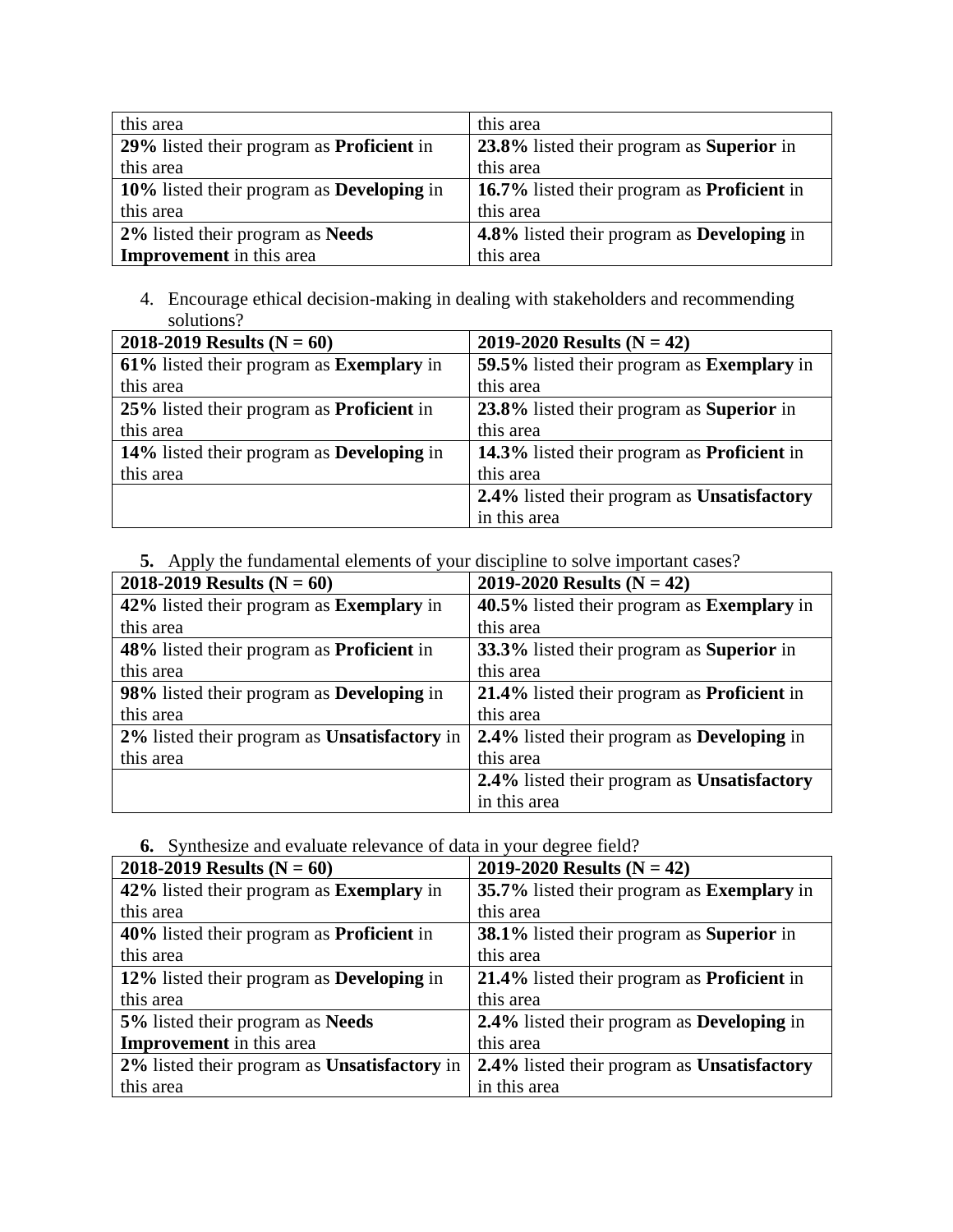| this area | this area |
| --- | --- |
| **29%** listed their program as **Proficient** in this area | **23.8%** listed their program as **Superior** in this area |
| **10%** listed their program as **Developing** in this area | **16.7%** listed their program as **Proficient** in this area |
| **2%** listed their program as **Needs Improvement** in this area | **4.8%** listed their program as **Developing** in this area |

4. Encourage ethical decision-making in dealing with stakeholders and recommending solutions?

| 2018-2019 Results (N = 60) | 2019-2020 Results (N = 42) |
| --- | --- |
| **61%** listed their program as **Exemplary** in this area | **59.5%** listed their program as **Exemplary** in this area |
| **25%** listed their program as **Proficient** in this area | **23.8%** listed their program as **Superior** in this area |
| **14%** listed their program as **Developing** in this area | **14.3%** listed their program as **Proficient** in this area |
| | **2.4%** listed their program as **Unsatisfactory** in this area |

**5.** Apply the fundamental elements of your discipline to solve important cases?

| 2018-2019 Results (N = 60) | 2019-2020 Results (N = 42) |
| --- | --- |
| **42%** listed their program as **Exemplary** in this area | **40.5%** listed their program as **Exemplary** in this area |
| **48%** listed their program as **Proficient** in this area | **33.3%** listed their program as **Superior** in this area |
| **98%** listed their program as **Developing** in this area | **21.4%** listed their program as **Proficient** in this area |
| **2%** listed their program as **Unsatisfactory** in this area | **2.4%** listed their program as **Developing** in this area |
| | **2.4%** listed their program as **Unsatisfactory** in this area |

**6.** Synthesize and evaluate relevance of data in your degree field?

| 2018-2019 Results (N = 60) | 2019-2020 Results (N = 42) |
| --- | --- |
| **42%** listed their program as **Exemplary** in this area | **35.7%** listed their program as **Exemplary** in this area |
| **40%** listed their program as **Proficient** in this area | **38.1%** listed their program as **Superior** in this area |
| **12%** listed their program as **Developing** in this area | **21.4%** listed their program as **Proficient** in this area |
| **5%** listed their program as **Needs Improvement** in this area | **2.4%** listed their program as **Developing** in this area |
| **2%** listed their program as **Unsatisfactory** in this area | **2.4%** listed their program as **Unsatisfactory** in this area |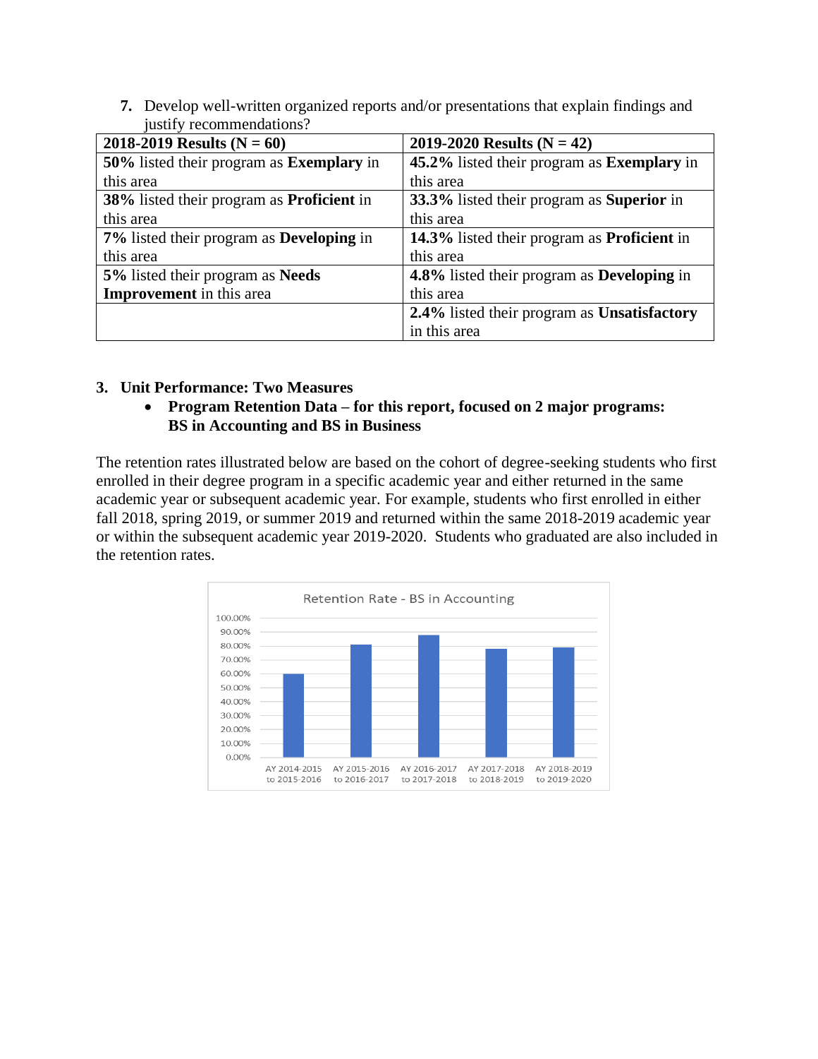7. Develop well-written organized reports and/or presentations that explain findings and justify recommendations?

| 2018-2019 Results (N = 60) | 2019-2020 Results (N = 42) |
|---|---|
| **50%** listed their program as **Exemplary** in this area | **45.2%** listed their program as **Exemplary** in this area |
| **38%** listed their program as **Proficient** in this area | **33.3%** listed their program as **Superior** in this area |
| **7%** listed their program as **Developing** in this area | **14.3%** listed their program as **Proficient** in this area |
| **5%** listed their program as **Needs Improvement** in this area | **4.8%** listed their program as **Developing** in this area |
| | **2.4%** listed their program as **Unsatisfactory** in this area |

### 3. Unit Performance: Two Measures

- **Program Retention Data – for this report, focused on 2 major programs: BS in Accounting and BS in Business**

The retention rates illustrated below are based on the cohort of degree-seeking students who first enrolled in their degree program in a specific academic year and either returned in the same academic year or subsequent academic year. For example, students who first enrolled in either fall 2018, spring 2019, or summer 2019 and returned within the same 2018-2019 academic year or within the subsequent academic year 2019-2020. Students who graduated are also included in the retention rates.

Retention Rate - BS in Accounting

| | AY 2014-2015 to 2015-2016 | AY 2015-2016 to 2016-2017 | AY 2016-2017 to 2017-2018 | AY 2017-2018 to 2018-2019 | AY 2018-2019 to 2019-2020 |
|---|---|---|---|---|---|
| Retention Rate (approx., read from chart) | 60% | 81% | 88% | 78% | 79% |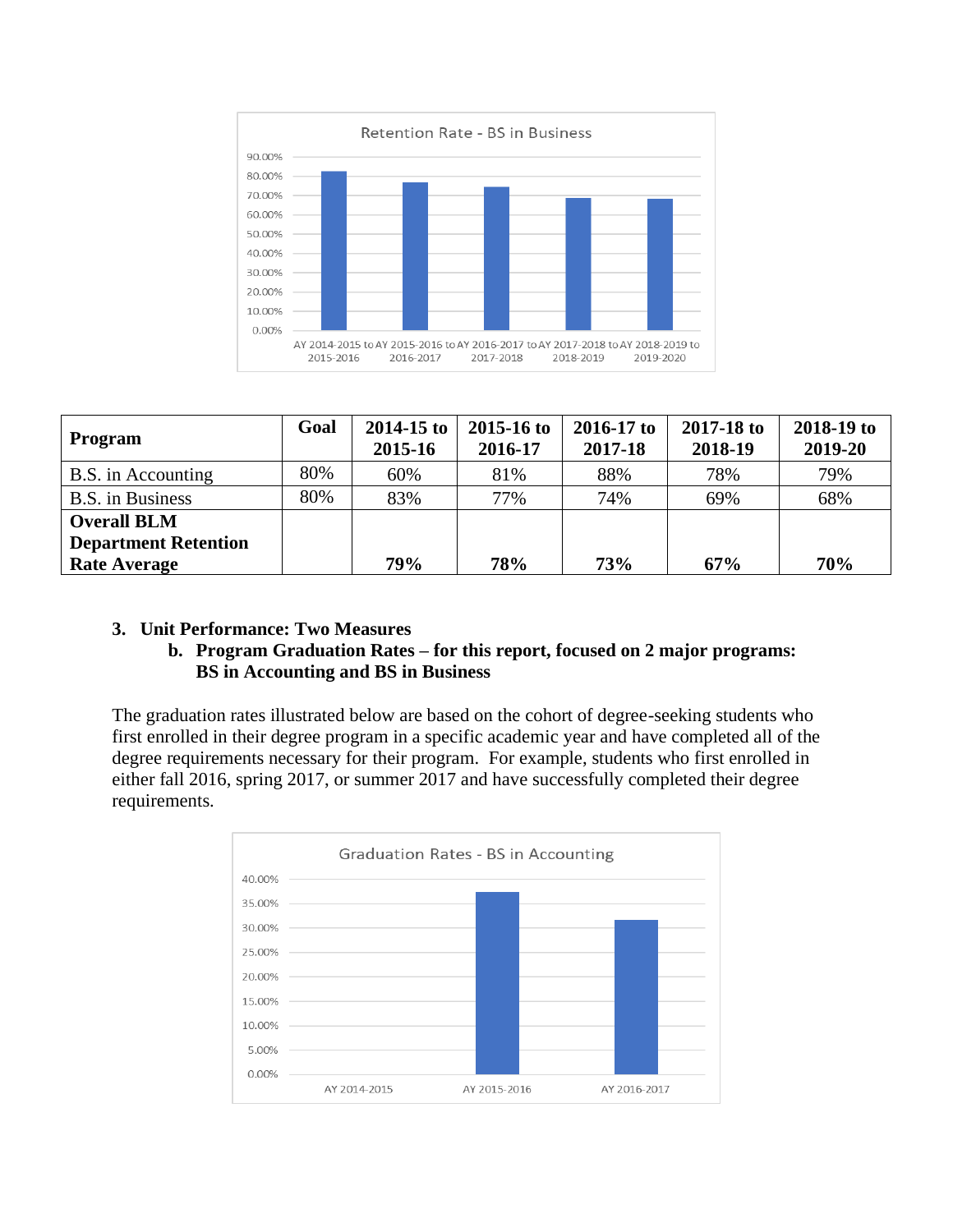| Program | Goal | 2014-15 to 2015-16 | 2015-16 to 2016-17 | 2016-17 to 2017-18 | 2017-18 to 2018-19 | 2018-19 to 2019-20 |
|---|---|---|---|---|---|---|
| B.S. in Accounting | 80% | 60% | 81% | 88% | 78% | 79% |
| B.S. in Business | 80% | 83% | 77% | 74% | 69% | 68% |
| **Overall BLM Department Retention Rate Average** | | **79%** | **78%** | **73%** | **67%** | **70%** |

3. **Unit Performance: Two Measures**
   b. **Program Graduation Rates – for this report, focused on 2 major programs: BS in Accounting and BS in Business**

The graduation rates illustrated below are based on the cohort of degree-seeking students who first enrolled in their degree program in a specific academic year and have completed all of the degree requirements necessary for their program. For example, students who first enrolled in either fall 2016, spring 2017, or summer 2017 and have successfully completed their degree requirements.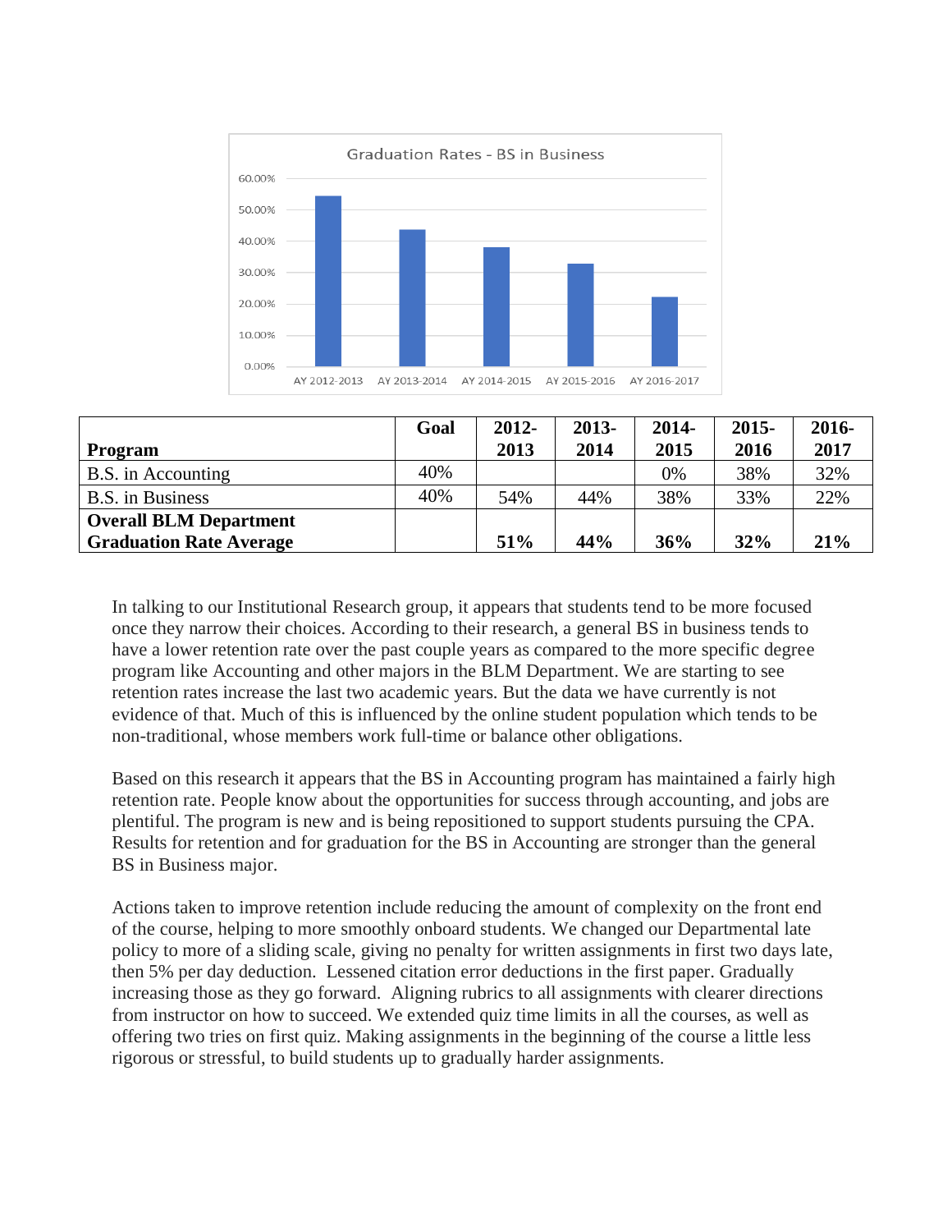Graduation Rates - BS in Business

| Program | Goal | 2012-2013 | 2013-2014 | 2014-2015 | 2015-2016 | 2016-2017 |
|---|---|---|---|---|---|---|
| B.S. in Accounting | 40% | | | 0% | 38% | 32% |
| B.S. in Business | 40% | 54% | 44% | 38% | 33% | 22% |
| **Overall BLM Department Graduation Rate Average** | | **51%** | **44%** | **36%** | **32%** | **21%** |

In talking to our Institutional Research group, it appears that students tend to be more focused once they narrow their choices. According to their research, a general BS in business tends to have a lower retention rate over the past couple years as compared to the more specific degree program like Accounting and other majors in the BLM Department. We are starting to see retention rates increase the last two academic years. But the data we have currently is not evidence of that. Much of this is influenced by the online student population which tends to be non-traditional, whose members work full-time or balance other obligations.

Based on this research it appears that the BS in Accounting program has maintained a fairly high retention rate. People know about the opportunities for success through accounting, and jobs are plentiful. The program is new and is being repositioned to support students pursuing the CPA. Results for retention and for graduation for the BS in Accounting are stronger than the general BS in Business major.

Actions taken to improve retention include reducing the amount of complexity on the front end of the course, helping to more smoothly onboard students. We changed our Departmental late policy to more of a sliding scale, giving no penalty for written assignments in first two days late, then 5% per day deduction. Lessened citation error deductions in the first paper. Gradually increasing those as they go forward. Aligning rubrics to all assignments with clearer directions from instructor on how to succeed. We extended quiz time limits in all the courses, as well as offering two tries on first quiz. Making assignments in the beginning of the course a little less rigorous or stressful, to build students up to gradually harder assignments.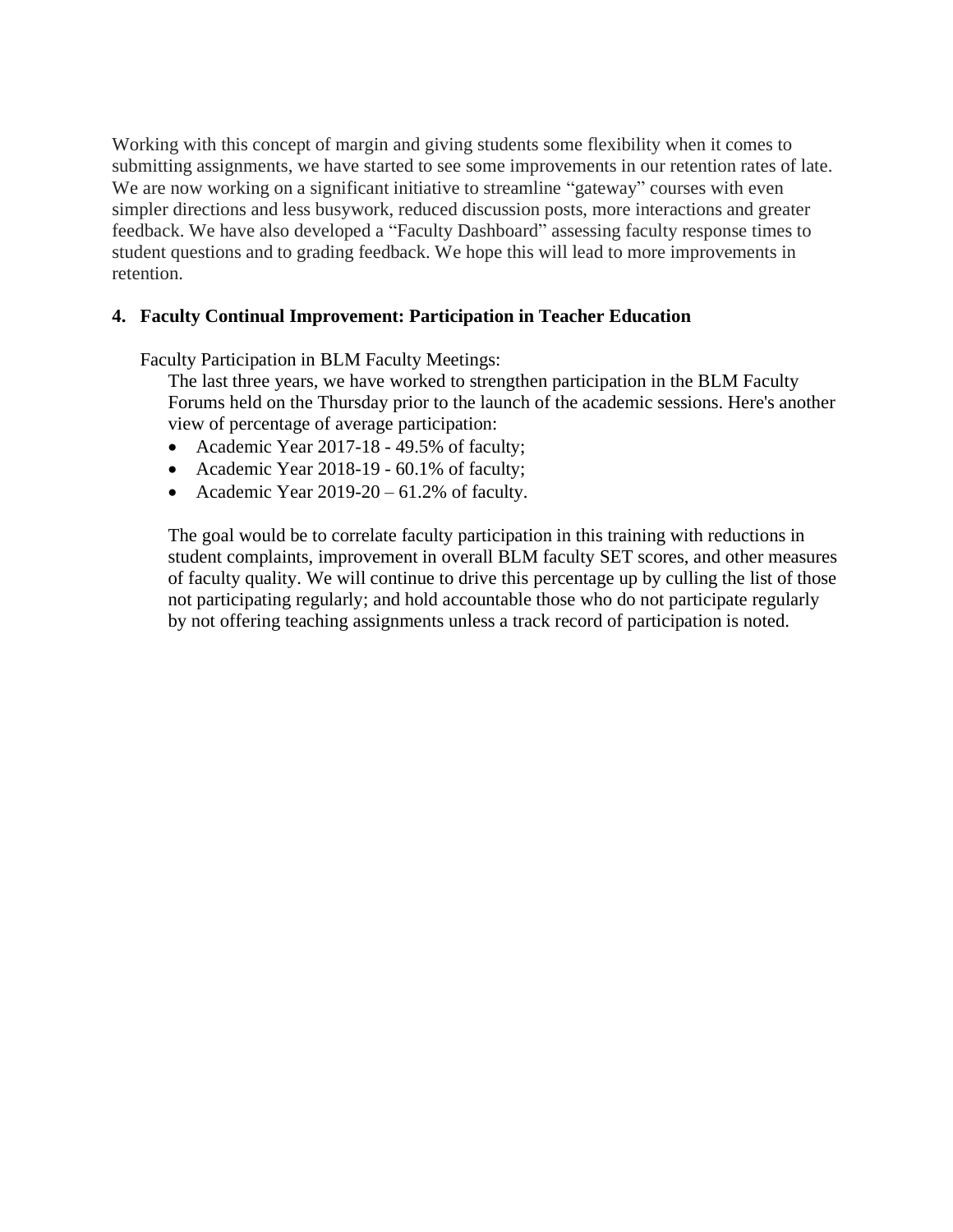Working with this concept of margin and giving students some flexibility when it comes to submitting assignments, we have started to see some improvements in our retention rates of late. We are now working on a significant initiative to streamline "gateway" courses with even simpler directions and less busywork, reduced discussion posts, more interactions and greater feedback. We have also developed a "Faculty Dashboard" assessing faculty response times to student questions and to grading feedback. We hope this will lead to more improvements in retention.

**4. Faculty Continual Improvement: Participation in Teacher Education**

Faculty Participation in BLM Faculty Meetings:

The last three years, we have worked to strengthen participation in the BLM Faculty Forums held on the Thursday prior to the launch of the academic sessions. Here's another view of percentage of average participation:

- Academic Year 2017-18 - 49.5% of faculty;
- Academic Year 2018-19 - 60.1% of faculty;
- Academic Year 2019-20 – 61.2% of faculty.

The goal would be to correlate faculty participation in this training with reductions in student complaints, improvement in overall BLM faculty SET scores, and other measures of faculty quality. We will continue to drive this percentage up by culling the list of those not participating regularly; and hold accountable those who do not participate regularly by not offering teaching assignments unless a track record of participation is noted.